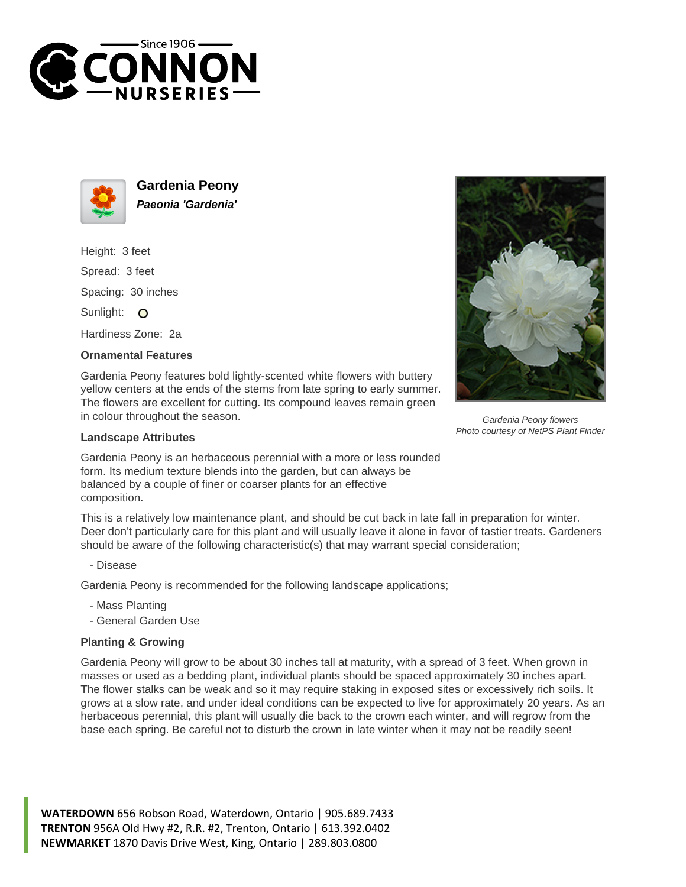# Gardenia Peony

***Paeonia 'Gardenia'***

Height: 3 feet

Spread: 3 feet

Spacing: 30 inches

Sunlight: O

Hardiness Zone: 2a

### Ornamental Features

Gardenia Peony features bold lightly-scented white flowers with buttery yellow centers at the ends of the stems from late spring to early summer. The flowers are excellent for cutting. Its compound leaves remain green in colour throughout the season.

*Gardenia Peony flowers*
*Photo courtesy of NetPS Plant Finder*

### Landscape Attributes

Gardenia Peony is an herbaceous perennial with a more or less rounded form. Its medium texture blends into the garden, but can always be balanced by a couple of finer or coarser plants for an effective composition.

This is a relatively low maintenance plant, and should be cut back in late fall in preparation for winter. Deer don't particularly care for this plant and will usually leave it alone in favor of tastier treats. Gardeners should be aware of the following characteristic(s) that may warrant special consideration;

- Disease

Gardenia Peony is recommended for the following landscape applications;

- Mass Planting
- General Garden Use

### Planting & Growing

Gardenia Peony will grow to be about 30 inches tall at maturity, with a spread of 3 feet. When grown in masses or used as a bedding plant, individual plants should be spaced approximately 30 inches apart. The flower stalks can be weak and so it may require staking in exposed sites or excessively rich soils. It grows at a slow rate, and under ideal conditions can be expected to live for approximately 20 years. As an herbaceous perennial, this plant will usually die back to the crown each winter, and will regrow from the base each spring. Be careful not to disturb the crown in late winter when it may not be readily seen!

**WATERDOWN** 656 Robson Road, Waterdown, Ontario | 905.689.7433
**TRENTON** 956A Old Hwy #2, R.R. #2, Trenton, Ontario | 613.392.0402
**NEWMARKET** 1870 Davis Drive West, King, Ontario | 289.803.0800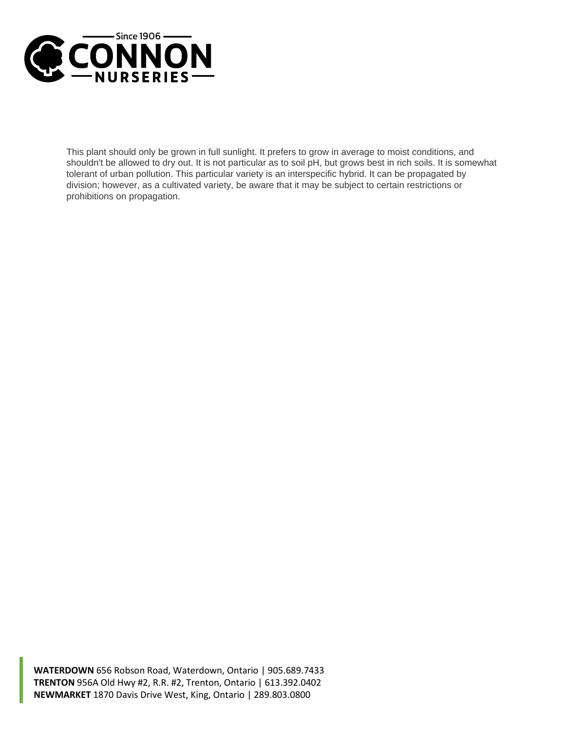This plant should only be grown in full sunlight. It prefers to grow in average to moist conditions, and shouldn't be allowed to dry out. It is not particular as to soil pH, but grows best in rich soils. It is somewhat tolerant of urban pollution. This particular variety is an interspecific hybrid. It can be propagated by division; however, as a cultivated variety, be aware that it may be subject to certain restrictions or prohibitions on propagation.